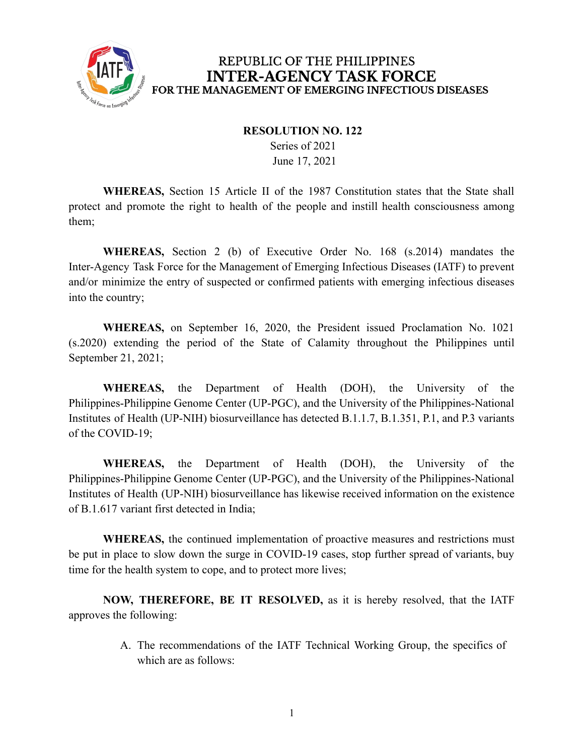REPUBLIC OF THE PHILIPPINES

# INTER-AGENCY TASK FORCE

## FOR THE MANAGEMENT OF EMERGING INFECTIOUS DISEASES

**RESOLUTION NO. 122**

Series of 2021

June 17, 2021

**WHEREAS,** Section 15 Article II of the 1987 Constitution states that the State shall protect and promote the right to health of the people and instill health consciousness among them;

**WHEREAS,** Section 2 (b) of Executive Order No. 168 (s.2014) mandates the Inter-Agency Task Force for the Management of Emerging Infectious Diseases (IATF) to prevent and/or minimize the entry of suspected or confirmed patients with emerging infectious diseases into the country;

**WHEREAS,** on September 16, 2020, the President issued Proclamation No. 1021 (s.2020) extending the period of the State of Calamity throughout the Philippines until September 21, 2021;

**WHEREAS,** the Department of Health (DOH), the University of the Philippines-Philippine Genome Center (UP-PGC), and the University of the Philippines-National Institutes of Health (UP-NIH) biosurveillance has detected B.1.1.7, B.1.351, P.1, and P.3 variants of the COVID-19;

**WHEREAS,** the Department of Health (DOH), the University of the Philippines-Philippine Genome Center (UP-PGC), and the University of the Philippines-National Institutes of Health (UP-NIH) biosurveillance has likewise received information on the existence of B.1.617 variant first detected in India;

**WHEREAS,** the continued implementation of proactive measures and restrictions must be put in place to slow down the surge in COVID-19 cases, stop further spread of variants, buy time for the health system to cope, and to protect more lives;

**NOW, THEREFORE, BE IT RESOLVED,** as it is hereby resolved, that the IATF approves the following:

A. The recommendations of the IATF Technical Working Group, the specifics of which are as follows: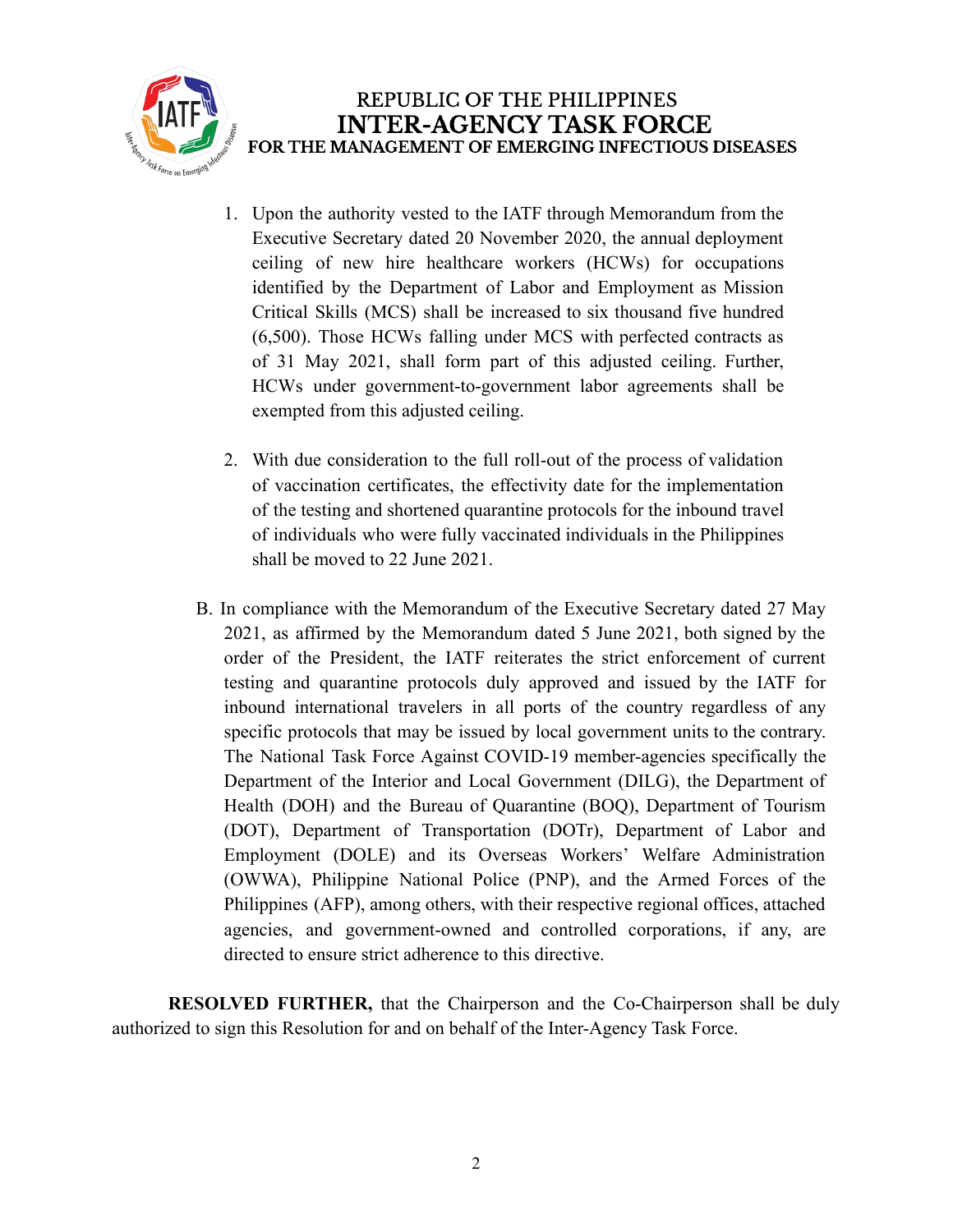1. Upon the authority vested to the IATF through Memorandum from the Executive Secretary dated 20 November 2020, the annual deployment ceiling of new hire healthcare workers (HCWs) for occupations identified by the Department of Labor and Employment as Mission Critical Skills (MCS) shall be increased to six thousand five hundred (6,500). Those HCWs falling under MCS with perfected contracts as of 31 May 2021, shall form part of this adjusted ceiling. Further, HCWs under government-to-government labor agreements shall be exempted from this adjusted ceiling.

2. With due consideration to the full roll-out of the process of validation of vaccination certificates, the effectivity date for the implementation of the testing and shortened quarantine protocols for the inbound travel of individuals who were fully vaccinated individuals in the Philippines shall be moved to 22 June 2021.

B. In compliance with the Memorandum of the Executive Secretary dated 27 May 2021, as affirmed by the Memorandum dated 5 June 2021, both signed by the order of the President, the IATF reiterates the strict enforcement of current testing and quarantine protocols duly approved and issued by the IATF for inbound international travelers in all ports of the country regardless of any specific protocols that may be issued by local government units to the contrary. The National Task Force Against COVID-19 member-agencies specifically the Department of the Interior and Local Government (DILG), the Department of Health (DOH) and the Bureau of Quarantine (BOQ), Department of Tourism (DOT), Department of Transportation (DOTr), Department of Labor and Employment (DOLE) and its Overseas Workers' Welfare Administration (OWWA), Philippine National Police (PNP), and the Armed Forces of the Philippines (AFP), among others, with their respective regional offices, attached agencies, and government-owned and controlled corporations, if any, are directed to ensure strict adherence to this directive.

**RESOLVED FURTHER,** that the Chairperson and the Co-Chairperson shall be duly authorized to sign this Resolution for and on behalf of the Inter-Agency Task Force.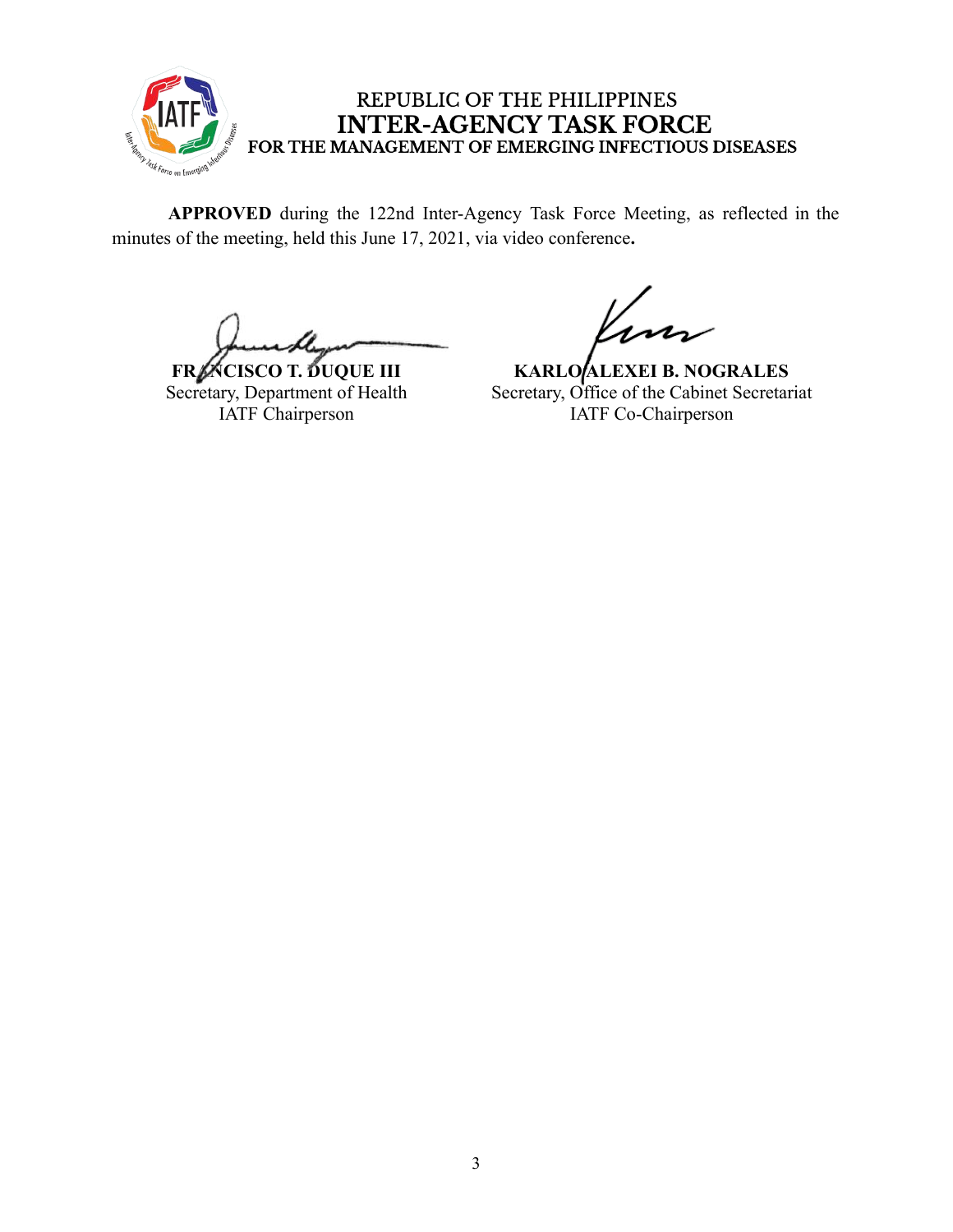REPUBLIC OF THE PHILIPPINES

**INTER-AGENCY TASK FORCE**

**FOR THE MANAGEMENT OF EMERGING INFECTIOUS DISEASES**

**APPROVED** during the 122nd Inter-Agency Task Force Meeting, as reflected in the minutes of the meeting, held this June 17, 2021, via video conference**.**

**FRANCISCO T. DUQUE III**
Secretary, Department of Health
IATF Chairperson

**KARLO ALEXEI B. NOGRALES**
Secretary, Office of the Cabinet Secretariat
IATF Co-Chairperson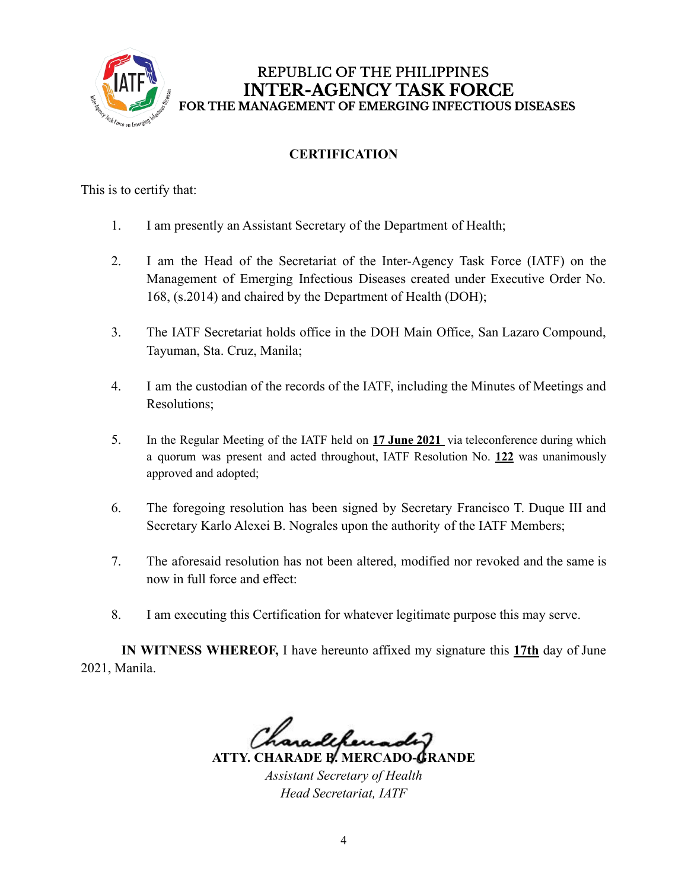REPUBLIC OF THE PHILIPPINES

**INTER-AGENCY TASK FORCE**

**FOR THE MANAGEMENT OF EMERGING INFECTIOUS DISEASES**

## CERTIFICATION

This is to certify that:

1. I am presently an Assistant Secretary of the Department of Health;

2. I am the Head of the Secretariat of the Inter-Agency Task Force (IATF) on the Management of Emerging Infectious Diseases created under Executive Order No. 168, (s.2014) and chaired by the Department of Health (DOH);

3. The IATF Secretariat holds office in the DOH Main Office, San Lazaro Compound, Tayuman, Sta. Cruz, Manila;

4. I am the custodian of the records of the IATF, including the Minutes of Meetings and Resolutions;

5. In the Regular Meeting of the IATF held on **17 June 2021** via teleconference during which a quorum was present and acted throughout, IATF Resolution No. **122** was unanimously approved and adopted;

6. The foregoing resolution has been signed by Secretary Francisco T. Duque III and Secretary Karlo Alexei B. Nograles upon the authority of the IATF Members;

7. The aforesaid resolution has not been altered, modified nor revoked and the same is now in full force and effect:

8. I am executing this Certification for whatever legitimate purpose this may serve.

**IN WITNESS WHEREOF,** I have hereunto affixed my signature this **17th** day of June 2021, Manila.

**ATTY. CHARADE B. MERCADO-GRANDE**

*Assistant Secretary of Health*

*Head Secretariat, IATF*